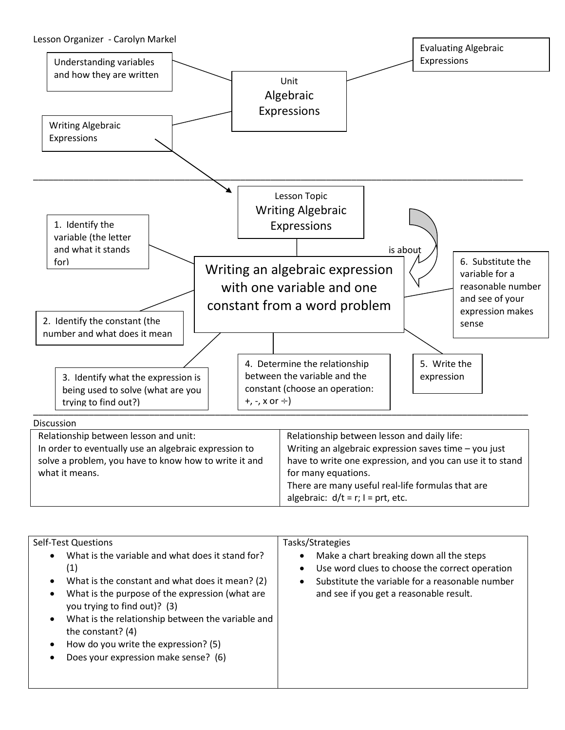Lesson Organizer - Carolyn Markel

## Unit: Algebraic Expressions

- Understanding variables and how they are written
- Writing Algebraic Expressions
- Evaluating Algebraic Expressions

---

## Lesson Topic: Writing Algebraic Expressions

is about

**Writing an algebraic expression with one variable and one constant from a word problem**

1. Identify the variable (the letter and what it stands for)
2. Identify the constant (the number and what does it mean
3. Identify what the expression is being used to solve (what are you trying to find out?)
4. Determine the relationship between the variable and the constant (choose an operation: +, -, x or ÷)
5. Write the expression
6. Substitute the variable for a reasonable number and see of your expression makes sense

---

Discussion

| Relationship between lesson and unit: | Relationship between lesson and daily life: |
|---|---|
| In order to eventually use an algebraic expression to solve a problem, you have to know how to write it and what it means. | Writing an algebraic expression saves time – you just have to write one expression, and you can use it to stand for many equations. There are many useful real-life formulas that are algebraic: d/t = r; I = prt, etc. |

| Self-Test Questions | Tasks/Strategies |
|---|---|
| • What is the variable and what does it stand for? (1)<br>• What is the constant and what does it mean? (2)<br>• What is the purpose of the expression (what are you trying to find out)? (3)<br>• What is the relationship between the variable and the constant? (4)<br>• How do you write the expression? (5)<br>• Does your expression make sense? (6) | • Make a chart breaking down all the steps<br>• Use word clues to choose the correct operation<br>• Substitute the variable for a reasonable number and see if you get a reasonable result. |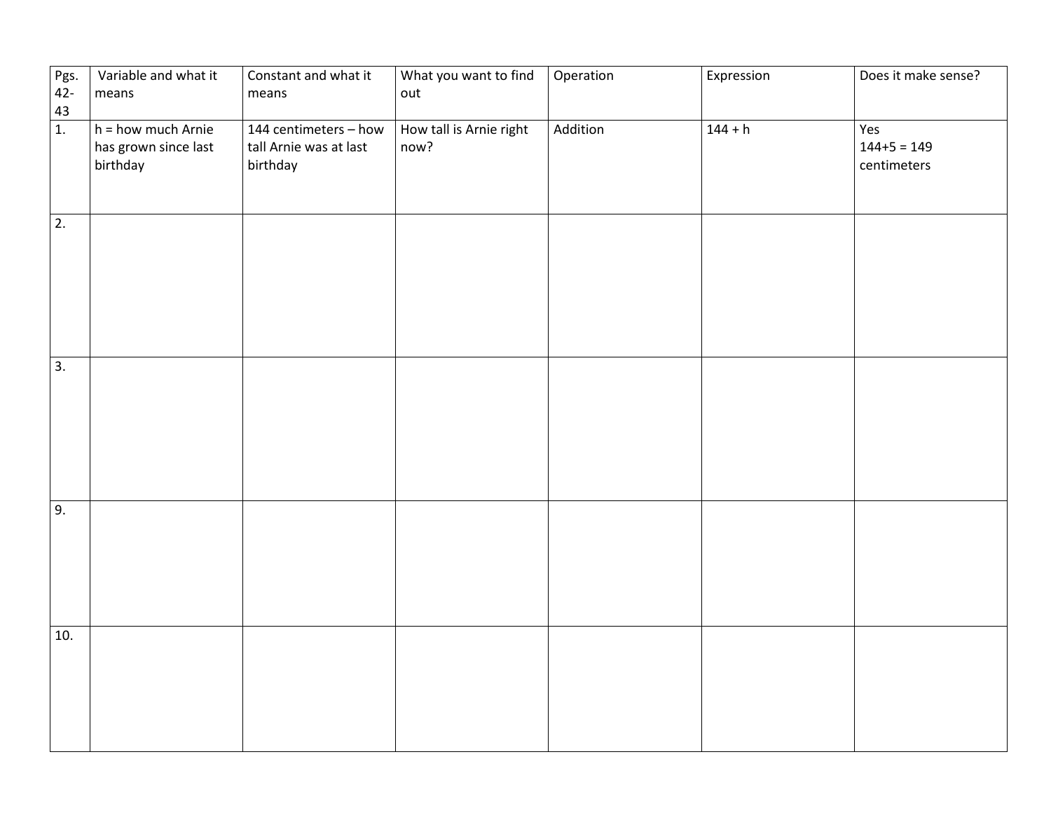| Pgs. 42-43 | Variable and what it means | Constant and what it means | What you want to find out | Operation | Expression | Does it make sense? |
|---|---|---|---|---|---|---|
| 1. | h = how much Arnie has grown since last birthday | 144 centimeters – how tall Arnie was at last birthday | How tall is Arnie right now? | Addition | 144 + h | Yes 144+5 = 149 centimeters |
| 2. | | | | | | |
| 3. | | | | | | |
| 9. | | | | | | |
| 10. | | | | | | |